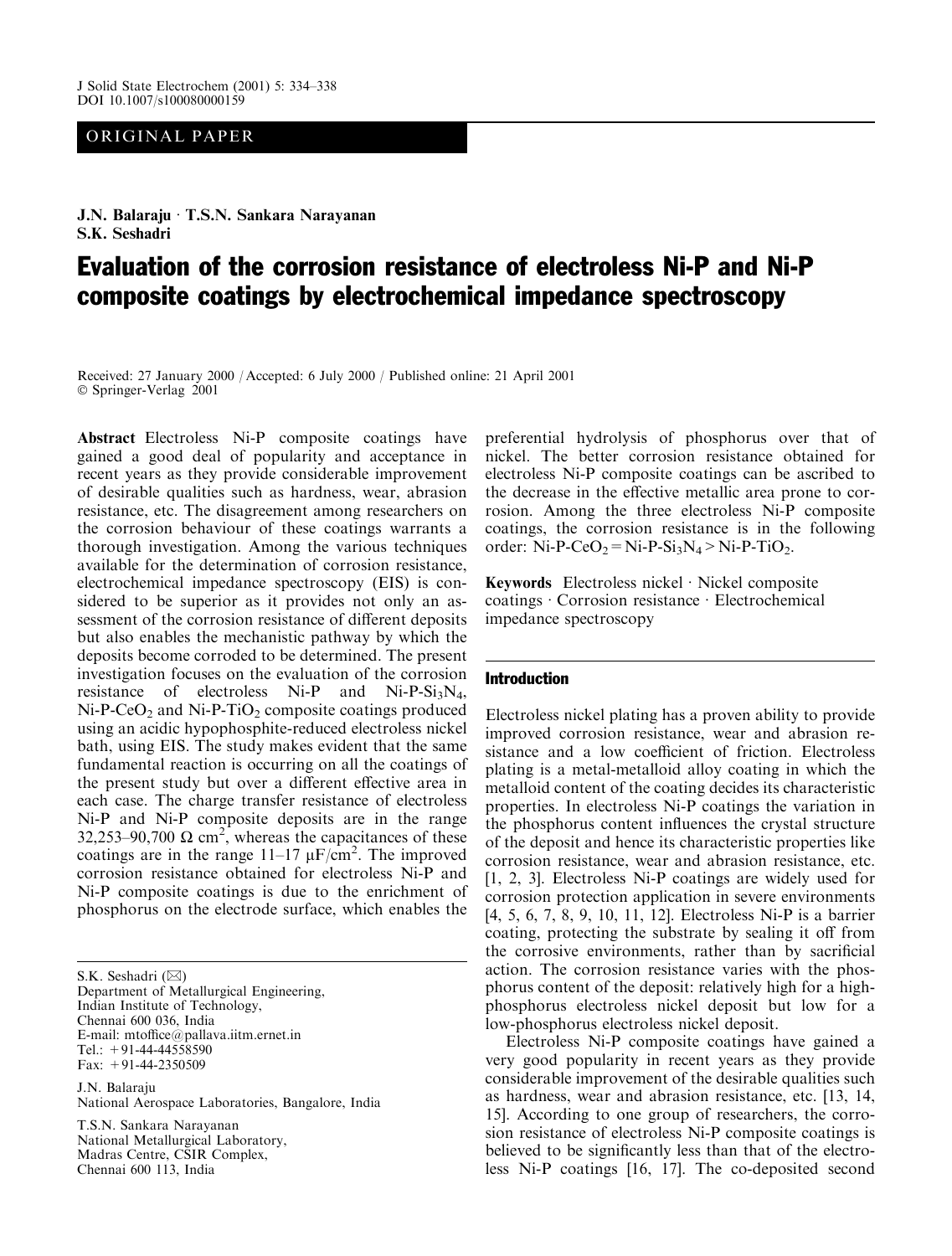ORIGINAL PAPER

**J.N. Balaraju · T.S.N. Sankara Narayanan**
**S.K. Seshadri**

# Evaluation of the corrosion resistance of electroless Ni-P and Ni-P composite coatings by electrochemical impedance spectroscopy

Received: 27 January 2000 / Accepted: 6 July 2000 / Published online: 21 April 2001
© Springer-Verlag 2001

**Abstract** Electroless Ni-P composite coatings have gained a good deal of popularity and acceptance in recent years as they provide considerable improvement of desirable qualities such as hardness, wear, abrasion resistance, etc. The disagreement among researchers on the corrosion behaviour of these coatings warrants a thorough investigation. Among the various techniques available for the determination of corrosion resistance, electrochemical impedance spectroscopy (EIS) is considered to be superior as it provides not only an assessment of the corrosion resistance of different deposits but also enables the mechanistic pathway by which the deposits become corroded to be determined. The present investigation focuses on the evaluation of the corrosion resistance of electroless Ni-P and Ni-P-$Si_3N_4$, Ni-P-$CeO_2$ and Ni-P-$TiO_2$ composite coatings produced using an acidic hypophosphite-reduced electroless nickel bath, using EIS. The study makes evident that the same fundamental reaction is occurring on all the coatings of the present study but over a different effective area in each case. The charge transfer resistance of electroless Ni-P and Ni-P composite deposits are in the range 32,253–90,700 $\Omega$ $cm^2$, whereas the capacitances of these coatings are in the range 11–17 $\mu F/cm^2$. The improved corrosion resistance obtained for electroless Ni-P and Ni-P composite coatings is due to the enrichment of phosphorus on the electrode surface, which enables the preferential hydrolysis of phosphorus over that of nickel. The better corrosion resistance obtained for electroless Ni-P composite coatings can be ascribed to the decrease in the effective metallic area prone to corrosion. Among the three electroless Ni-P composite coatings, the corrosion resistance is in the following order: Ni-P-$CeO_2$ = Ni-P-$Si_3N_4$ > Ni-P-$TiO_2$.

**Keywords** Electroless nickel · Nickel composite coatings · Corrosion resistance · Electrochemical impedance spectroscopy

S.K. Seshadri (✉)
Department of Metallurgical Engineering,
Indian Institute of Technology,
Chennai 600 036, India
E-mail: mtoffice@pallava.iitm.ernet.in
Tel.: +91-44-44558590
Fax: +91-44-2350509

J.N. Balaraju
National Aerospace Laboratories, Bangalore, India

T.S.N. Sankara Narayanan
National Metallurgical Laboratory,
Madras Centre, CSIR Complex,
Chennai 600 113, India

## Introduction

Electroless nickel plating has a proven ability to provide improved corrosion resistance, wear and abrasion resistance and a low coefficient of friction. Electroless plating is a metal-metalloid alloy coating in which the metalloid content of the coating decides its characteristic properties. In electroless Ni-P coatings the variation in the phosphorus content influences the crystal structure of the deposit and hence its characteristic properties like corrosion resistance, wear and abrasion resistance, etc. [1, 2, 3]. Electroless Ni-P coatings are widely used for corrosion protection application in severe environments [4, 5, 6, 7, 8, 9, 10, 11, 12]. Electroless Ni-P is a barrier coating, protecting the substrate by sealing it off from the corrosive environments, rather than by sacrificial action. The corrosion resistance varies with the phosphorus content of the deposit: relatively high for a high-phosphorus electroless nickel deposit but low for a low-phosphorus electroless nickel deposit.

Electroless Ni-P composite coatings have gained a very good popularity in recent years as they provide considerable improvement of the desirable qualities such as hardness, wear and abrasion resistance, etc. [13, 14, 15]. According to one group of researchers, the corrosion resistance of electroless Ni-P composite coatings is believed to be significantly less than that of the electroless Ni-P coatings [16, 17]. The co-deposited second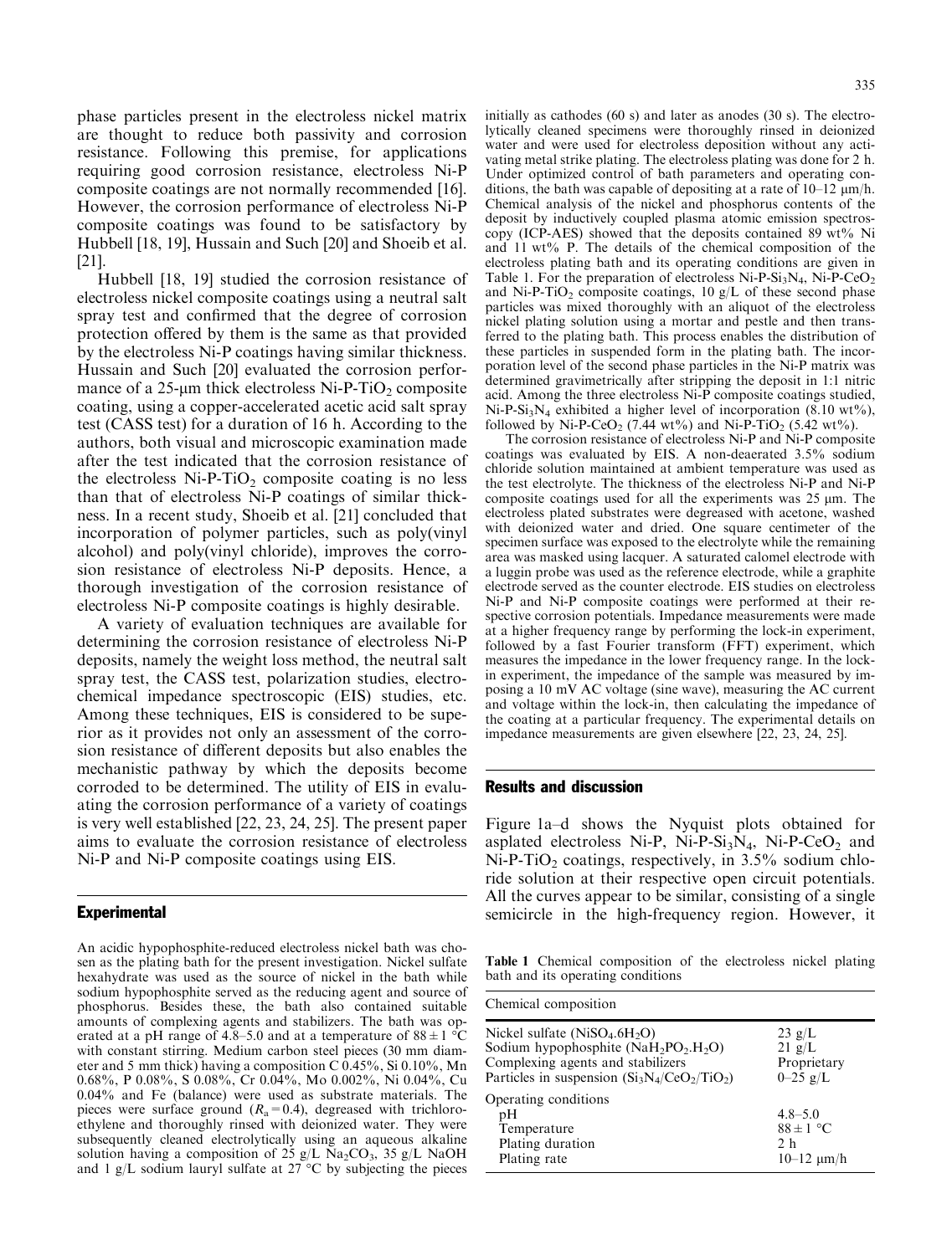phase particles present in the electroless nickel matrix are thought to reduce both passivity and corrosion resistance. Following this premise, for applications requiring good corrosion resistance, electroless Ni-P composite coatings are not normally recommended [16]. However, the corrosion performance of electroless Ni-P composite coatings was found to be satisfactory by Hubbell [18, 19], Hussain and Such [20] and Shoeib et al. [21].

Hubbell [18, 19] studied the corrosion resistance of electroless nickel composite coatings using a neutral salt spray test and confirmed that the degree of corrosion protection offered by them is the same as that provided by the electroless Ni-P coatings having similar thickness. Hussain and Such [20] evaluated the corrosion performance of a 25-μm thick electroless Ni-P-$TiO_2$ composite coating, using a copper-accelerated acetic acid salt spray test (CASS test) for a duration of 16 h. According to the authors, both visual and microscopic examination made after the test indicated that the corrosion resistance of the electroless Ni-P-$TiO_2$ composite coating is no less than that of electroless Ni-P coatings of similar thickness. In a recent study, Shoeib et al. [21] concluded that incorporation of polymer particles, such as poly(vinyl alcohol) and poly(vinyl chloride), improves the corrosion resistance of electroless Ni-P deposits. Hence, a thorough investigation of the corrosion resistance of electroless Ni-P composite coatings is highly desirable.

A variety of evaluation techniques are available for determining the corrosion resistance of electroless Ni-P deposits, namely the weight loss method, the neutral salt spray test, the CASS test, polarization studies, electrochemical impedance spectroscopic (EIS) studies, etc. Among these techniques, EIS is considered to be superior as it provides not only an assessment of the corrosion resistance of different deposits but also enables the mechanistic pathway by which the deposits become corroded to be determined. The utility of EIS in evaluating the corrosion performance of a variety of coatings is very well established [22, 23, 24, 25]. The present paper aims to evaluate the corrosion resistance of electroless Ni-P and Ni-P composite coatings using EIS.

## Experimental

An acidic hypophosphite-reduced electroless nickel bath was chosen as the plating bath for the present investigation. Nickel sulfate hexahydrate was used as the source of nickel in the bath while sodium hypophosphite served as the reducing agent and source of phosphorus. Besides these, the bath also contained suitable amounts of complexing agents and stabilizers. The bath was operated at a pH range of 4.8–5.0 and at a temperature of 88±1 °C with constant stirring. Medium carbon steel pieces (30 mm diameter and 5 mm thick) having a composition C 0.45%, Si 0.10%, Mn 0.68%, P 0.08%, S 0.08%, Cr 0.04%, Mo 0.002%, Ni 0.04%, Cu 0.04% and Fe (balance) were used as substrate materials. The pieces were surface ground ($R_a$=0.4), degreased with trichloroethylene and thoroughly rinsed with deionized water. They were subsequently cleaned electrolytically using an aqueous alkaline solution having a composition of 25 g/L $Na_2CO_3$, 35 g/L NaOH and 1 g/L sodium lauryl sulfate at 27 °C by subjecting the pieces initially as cathodes (60 s) and later as anodes (30 s). The electrolytically cleaned specimens were thoroughly rinsed in deionized water and were used for electroless deposition without any activating metal strike plating. The electroless plating was done for 2 h. Under optimized control of bath parameters and operating conditions, the bath was capable of depositing at a rate of 10–12 μm/h. Chemical analysis of the nickel and phosphorus contents of the deposit by inductively coupled plasma atomic emission spectroscopy (ICP-AES) showed that the deposits contained 89 wt% Ni and 11 wt% P. The details of the chemical composition of the electroless plating bath and its operating conditions are given in Table 1. For the preparation of electroless Ni-P-$Si_3N_4$, Ni-P-$CeO_2$ and Ni-P-$TiO_2$ composite coatings, 10 g/L of these second phase particles was mixed thoroughly with an aliquot of the electroless nickel plating solution using a mortar and pestle and then transferred to the plating bath. This process enables the distribution of these particles in suspended form in the plating bath. The incorporation level of the second phase particles in the Ni-P matrix was determined gravimetrically after stripping the deposit in 1:1 nitric acid. Among the three electroless Ni-P composite coatings studied, Ni-P-$Si_3N_4$ exhibited a higher level of incorporation (8.10 wt%), followed by Ni-P-$CeO_2$ (7.44 wt%) and Ni-P-$TiO_2$ (5.42 wt%).

The corrosion resistance of electroless Ni-P and Ni-P composite coatings was evaluated by EIS. A non-deaerated 3.5% sodium chloride solution maintained at ambient temperature was used as the test electrolyte. The thickness of the electroless Ni-P and Ni-P composite coatings used for all the experiments was 25 μm. The electroless plated substrates were degreased with acetone, washed with deionized water and dried. One square centimeter of the specimen surface was exposed to the electrolyte while the remaining area was masked using lacquer. A saturated calomel electrode with a luggin probe was used as the reference electrode, while a graphite electrode served as the counter electrode. EIS studies on electroless Ni-P and Ni-P composite coatings were performed at their respective corrosion potentials. Impedance measurements were made at a higher frequency range by performing the lock-in experiment, followed by a fast Fourier transform (FFT) experiment, which measures the impedance in the lower frequency range. In the lock-in experiment, the impedance of the sample was measured by imposing a 10 mV AC voltage (sine wave), measuring the AC current and voltage within the lock-in, then calculating the impedance of the coating at a particular frequency. The experimental details on impedance measurements are given elsewhere [22, 23, 24, 25].

## Results and discussion

Figure 1a–d shows the Nyquist plots obtained for asplated electroless Ni-P, Ni-P-$Si_3N_4$, Ni-P-$CeO_2$ and Ni-P-$TiO_2$ coatings, respectively, in 3.5% sodium chloride solution at their respective open circuit potentials. All the curves appear to be similar, consisting of a single semicircle in the high-frequency region. However, it

**Table 1** Chemical composition of the electroless nickel plating bath and its operating conditions

| Chemical composition | |
|---|---|
| Nickel sulfate ($NiSO_4.6H_2O$) | 23 g/L |
| Sodium hypophosphite ($NaH_2PO_2.H_2O$) | 21 g/L |
| Complexing agents and stabilizers | Proprietary |
| Particles in suspension ($Si_3N_4$/$CeO_2$/$TiO_2$) | 0–25 g/L |
| Operating conditions | |
| pH | 4.8–5.0 |
| Temperature | 88±1 °C |
| Plating duration | 2 h |
| Plating rate | 10–12 μm/h |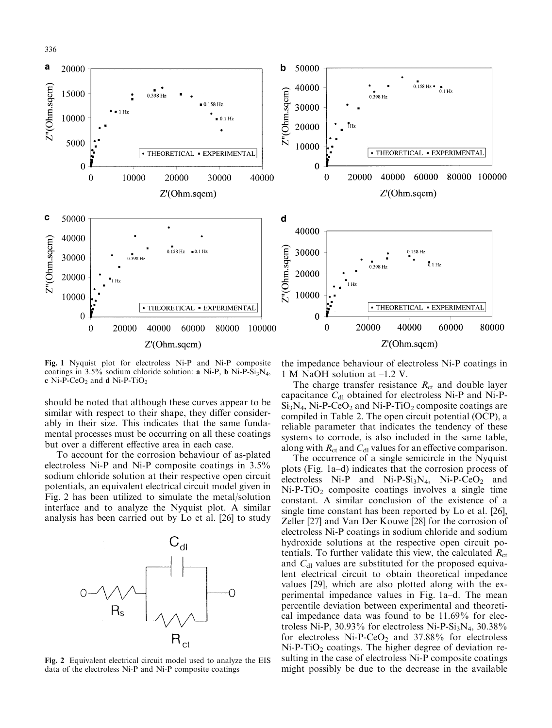Fig. 1 Nyquist plot for electroless Ni-P and Ni-P composite coatings in 3.5% sodium chloride solution: **a** Ni-P, **b** Ni-P-$Si_3N_4$, **c** Ni-P-$CeO_2$ and **d** Ni-P-$TiO_2$

should be noted that although these curves appear to be similar with respect to their shape, they differ considerably in their size. This indicates that the same fundamental processes must be occurring on all these coatings but over a different effective area in each case.

To account for the corrosion behaviour of as-plated electroless Ni-P and Ni-P composite coatings in 3.5% sodium chloride solution at their respective open circuit potentials, an equivalent electrical circuit model given in Fig. 2 has been utilized to simulate the metal/solution interface and to analyze the Nyquist plot. A similar analysis has been carried out by Lo et al. [26] to study the impedance behaviour of electroless Ni-P coatings in 1 M NaOH solution at –1.2 V.

Fig. 2 Equivalent electrical circuit model used to analyze the EIS data of the electroless Ni-P and Ni-P composite coatings

The charge transfer resistance $R_{ct}$ and double layer capacitance $C_{dl}$ obtained for electroless Ni-P and Ni-P-$Si_3N_4$, Ni-P-$CeO_2$ and Ni-P-$TiO_2$ composite coatings are compiled in Table 2. The open circuit potential (OCP), a reliable parameter that indicates the tendency of these systems to corrode, is also included in the same table, along with $R_{ct}$ and $C_{dl}$ values for an effective comparison.

The occurrence of a single semicircle in the Nyquist plots (Fig. 1a–d) indicates that the corrosion process of electroless Ni-P and Ni-P-$Si_3N_4$, Ni-P-$CeO_2$ and Ni-P-$TiO_2$ composite coatings involves a single time constant. A similar conclusion of the existence of a single time constant has been reported by Lo et al. [26], Zeller [27] and Van Der Kouwe [28] for the corrosion of electroless Ni-P coatings in sodium chloride and sodium hydroxide solutions at the respective open circuit potentials. To further validate this view, the calculated $R_{ct}$ and $C_{dl}$ values are substituted for the proposed equivalent electrical circuit to obtain theoretical impedance values [29], which are also plotted along with the experimental impedance values in Fig. 1a–d. The mean percentile deviation between experimental and theoretical impedance data was found to be 11.69% for electroless Ni-P, 30.93% for electroless Ni-P-$Si_3N_4$, 30.38% for electroless Ni-P-$CeO_2$ and 37.88% for electroless Ni-P-$TiO_2$ coatings. The higher degree of deviation resulting in the case of electroless Ni-P composite coatings might possibly be due to the decrease in the available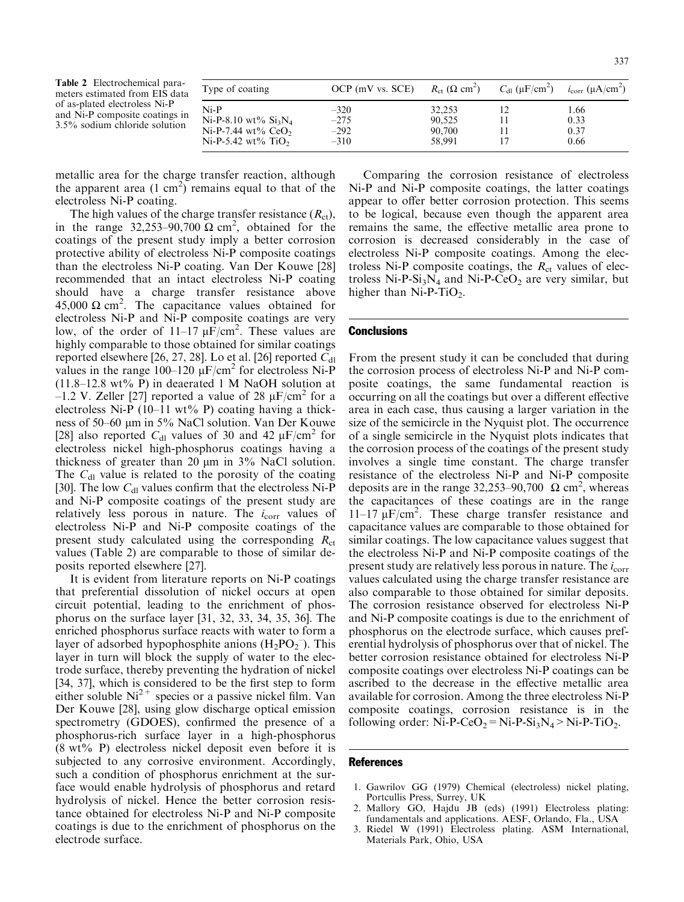Table 2 Electrochemical parameters estimated from EIS data of as-plated electroless Ni-P and Ni-P composite coatings in 3.5% sodium chloride solution

| Type of coating | OCP (mV vs. SCE) | $R_{ct}$ ($\Omega$ cm$^2$) | $C_{dl}$ ($\mu$F/cm$^2$) | $i_{corr}$ ($\mu$A/cm$^2$) |
|---|---|---|---|---|
| Ni-P | –320 | 32,253 | 12 | 1.66 |
| Ni-P-8.10 wt% $Si_3N_4$ | –275 | 90,525 | 11 | 0.33 |
| Ni-P-7.44 wt% $CeO_2$ | –292 | 90,700 | 11 | 0.37 |
| Ni-P-5.42 wt% $TiO_2$ | –310 | 58,991 | 17 | 0.66 |

metallic area for the charge transfer reaction, although the apparent area (1 cm$^2$) remains equal to that of the electroless Ni-P coating.

The high values of the charge transfer resistance ($R_{ct}$), in the range 32,253–90,700 $\Omega$ cm$^2$, obtained for the coatings of the present study imply a better corrosion protective ability of electroless Ni-P composite coatings than the electroless Ni-P coating. Van Der Kouwe [28] recommended that an intact electroless Ni-P coating should have a charge transfer resistance above 45,000 $\Omega$ cm$^2$. The capacitance values obtained for electroless Ni-P and Ni-P composite coatings are very low, of the order of 11–17 $\mu$F/cm$^2$. These values are highly comparable to those obtained for similar coatings reported elsewhere [26, 27, 28]. Lo et al. [26] reported $C_{dl}$ values in the range 100–120 $\mu$F/cm$^2$ for electroless Ni-P (11.8–12.8 wt% P) in deaerated 1 M NaOH solution at –1.2 V. Zeller [27] reported a value of 28 $\mu$F/cm$^2$ for a electroless Ni-P (10–11 wt% P) coating having a thickness of 50–60 μm in 5% NaCl solution. Van Der Kouwe [28] also reported $C_{dl}$ values of 30 and 42 $\mu$F/cm$^2$ for electroless nickel high-phosphorus coatings having a thickness of greater than 20 μm in 3% NaCl solution. The $C_{dl}$ value is related to the porosity of the coating [30]. The low $C_{dl}$ values confirm that the electroless Ni-P and Ni-P composite coatings of the present study are relatively less porous in nature. The $i_{corr}$ values of electroless Ni-P and Ni-P composite coatings of the present study calculated using the corresponding $R_{ct}$ values (Table 2) are comparable to those of similar deposits reported elsewhere [27].

It is evident from literature reports on Ni-P coatings that preferential dissolution of nickel occurs at open circuit potential, leading to the enrichment of phosphorus on the surface layer [31, 32, 33, 34, 35, 36]. The enriched phosphorus surface reacts with water to form a layer of adsorbed hypophosphite anions ($H_2PO_2^-$). This layer in turn will block the supply of water to the electrode surface, thereby preventing the hydration of nickel [34, 37], which is considered to be the first step to form either soluble $Ni^{2+}$ species or a passive nickel film. Van Der Kouwe [28], using glow discharge optical emission spectrometry (GDOES), confirmed the presence of a phosphorus-rich surface layer in a high-phosphorus (8 wt% P) electroless nickel deposit even before it is subjected to any corrosive environment. Accordingly, such a condition of phosphorus enrichment at the surface would enable hydrolysis of phosphorus and retard hydrolysis of nickel. Hence the better corrosion resistance obtained for electroless Ni-P and Ni-P composite coatings is due to the enrichment of phosphorus on the electrode surface.

Comparing the corrosion resistance of electroless Ni-P and Ni-P composite coatings, the latter coatings appear to offer better corrosion protection. This seems to be logical, because even though the apparent area remains the same, the effective metallic area prone to corrosion is decreased considerably in the case of electroless Ni-P composite coatings. Among the electroless Ni-P composite coatings, the $R_{ct}$ values of electroless Ni-P-$Si_3N_4$ and Ni-P-$CeO_2$ are very similar, but higher than Ni-P-$TiO_2$.

## Conclusions

From the present study it can be concluded that during the corrosion process of electroless Ni-P and Ni-P composite coatings, the same fundamental reaction is occurring on all the coatings but over a different effective area in each case, thus causing a larger variation in the size of the semicircle in the Nyquist plot. The occurrence of a single semicircle in the Nyquist plots indicates that the corrosion process of the coatings of the present study involves a single time constant. The charge transfer resistance of the electroless Ni-P and Ni-P composite deposits are in the range 32,253–90,700 $\Omega$ cm$^2$, whereas the capacitances of these coatings are in the range 11–17 $\mu$F/cm$^2$. These charge transfer resistance and capacitance values are comparable to those obtained for similar coatings. The low capacitance values suggest that the electroless Ni-P and Ni-P composite coatings of the present study are relatively less porous in nature. The $i_{corr}$ values calculated using the charge transfer resistance are also comparable to those obtained for similar deposits. The corrosion resistance observed for electroless Ni-P and Ni-P composite coatings is due to the enrichment of phosphorus on the electrode surface, which causes preferential hydrolysis of phosphorus over that of nickel. The better corrosion resistance obtained for electroless Ni-P composite coatings over electroless Ni-P coatings can be ascribed to the decrease in the effective metallic area available for corrosion. Among the three electroless Ni-P composite coatings, corrosion resistance is in the following order: Ni-P-$CeO_2$ = Ni-P-$Si_3N_4$ > Ni-P-$TiO_2$.

## References

1. Gawrilov GG (1979) Chemical (electroless) nickel plating, Portcullis Press, Surrey, UK
2. Mallory GO, Hajdu JB (eds) (1991) Electroless plating: fundamentals and applications. AESF, Orlando, Fla., USA
3. Riedel W (1991) Electroless plating. ASM International, Materials Park, Ohio, USA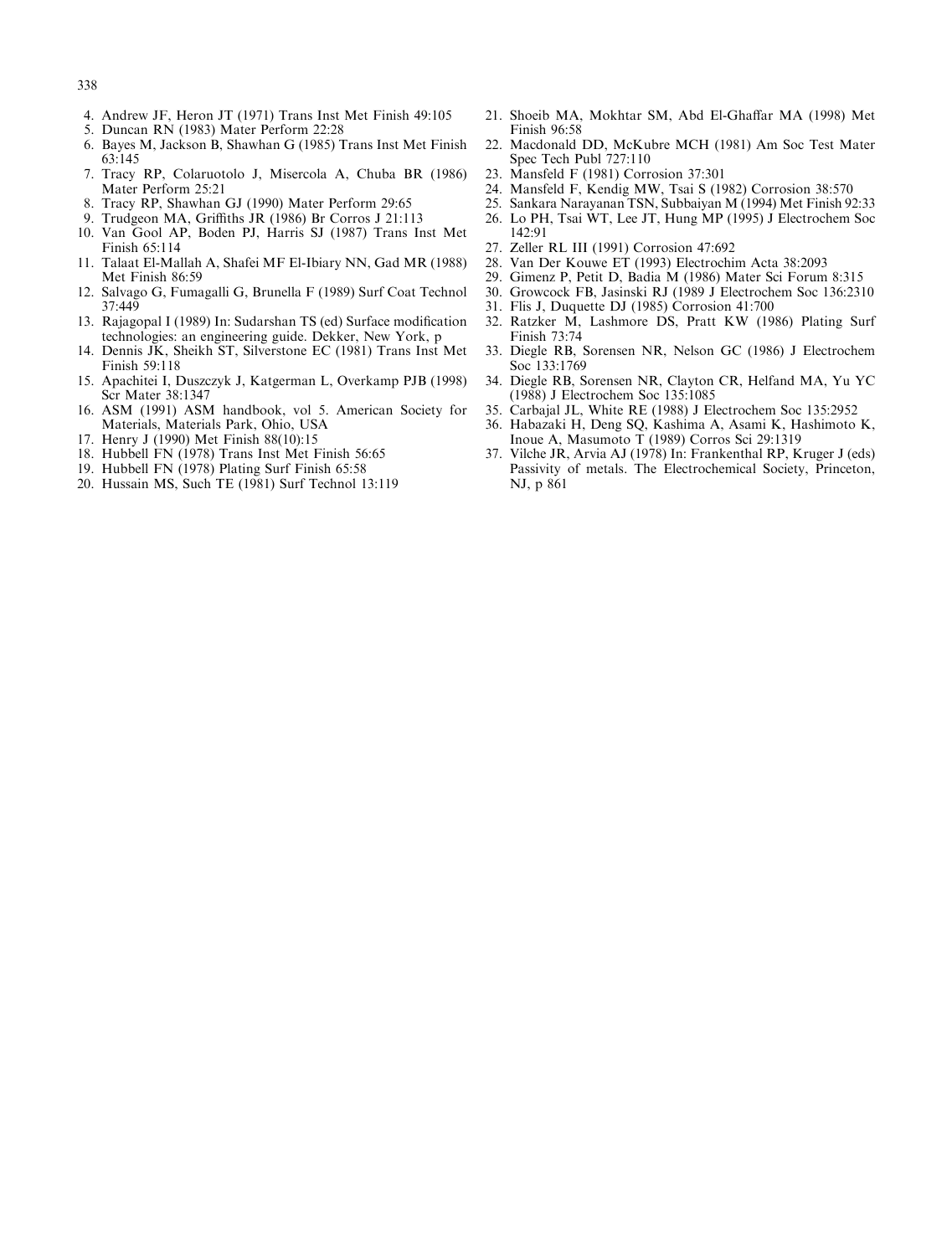4. Andrew JF, Heron JT (1971) Trans Inst Met Finish 49:105
5. Duncan RN (1983) Mater Perform 22:28
6. Bayes M, Jackson B, Shawhan G (1985) Trans Inst Met Finish 63:145
7. Tracy RP, Colaruotolo J, Misercola A, Chuba BR (1986) Mater Perform 25:21
8. Tracy RP, Shawhan GJ (1990) Mater Perform 29:65
9. Trudgeon MA, Griffiths JR (1986) Br Corros J 21:113
10. Van Gool AP, Boden PJ, Harris SJ (1987) Trans Inst Met Finish 65:114
11. Talaat El-Mallah A, Shafei MF El-Ibiary NN, Gad MR (1988) Met Finish 86:59
12. Salvago G, Fumagalli G, Brunella F (1989) Surf Coat Technol 37:449
13. Rajagopal I (1989) In: Sudarshan TS (ed) Surface modification technologies: an engineering guide. Dekker, New York, p
14. Dennis JK, Sheikh ST, Silverstone EC (1981) Trans Inst Met Finish 59:118
15. Apachitei I, Duszczyk J, Katgerman L, Overkamp PJB (1998) Scr Mater 38:1347
16. ASM (1991) ASM handbook, vol 5. American Society for Materials, Materials Park, Ohio, USA
17. Henry J (1990) Met Finish 88(10):15
18. Hubbell FN (1978) Trans Inst Met Finish 56:65
19. Hubbell FN (1978) Plating Surf Finish 65:58
20. Hussain MS, Such TE (1981) Surf Technol 13:119
21. Shoeib MA, Mokhtar SM, Abd El-Ghaffar MA (1998) Met Finish 96:58
22. Macdonald DD, McKubre MCH (1981) Am Soc Test Mater Spec Tech Publ 727:110
23. Mansfeld F (1981) Corrosion 37:301
24. Mansfeld F, Kendig MW, Tsai S (1982) Corrosion 38:570
25. Sankara Narayanan TSN, Subbaiyan M (1994) Met Finish 92:33
26. Lo PH, Tsai WT, Lee JT, Hung MP (1995) J Electrochem Soc 142:91
27. Zeller RL III (1991) Corrosion 47:692
28. Van Der Kouwe ET (1993) Electrochim Acta 38:2093
29. Gimenz P, Petit D, Badia M (1986) Mater Sci Forum 8:315
30. Growcock FB, Jasinski RJ (1989 J Electrochem Soc 136:2310
31. Flis J, Duquette DJ (1985) Corrosion 41:700
32. Ratzker M, Lashmore DS, Pratt KW (1986) Plating Surf Finish 73:74
33. Diegle RB, Sorensen NR, Nelson GC (1986) J Electrochem Soc 133:1769
34. Diegle RB, Sorensen NR, Clayton CR, Helfand MA, Yu YC (1988) J Electrochem Soc 135:1085
35. Carbajal JL, White RE (1988) J Electrochem Soc 135:2952
36. Habazaki H, Deng SQ, Kashima A, Asami K, Hashimoto K, Inoue A, Masumoto T (1989) Corros Sci 29:1319
37. Vilche JR, Arvia AJ (1978) In: Frankenthal RP, Kruger J (eds) Passivity of metals. The Electrochemical Society, Princeton, NJ, p 861